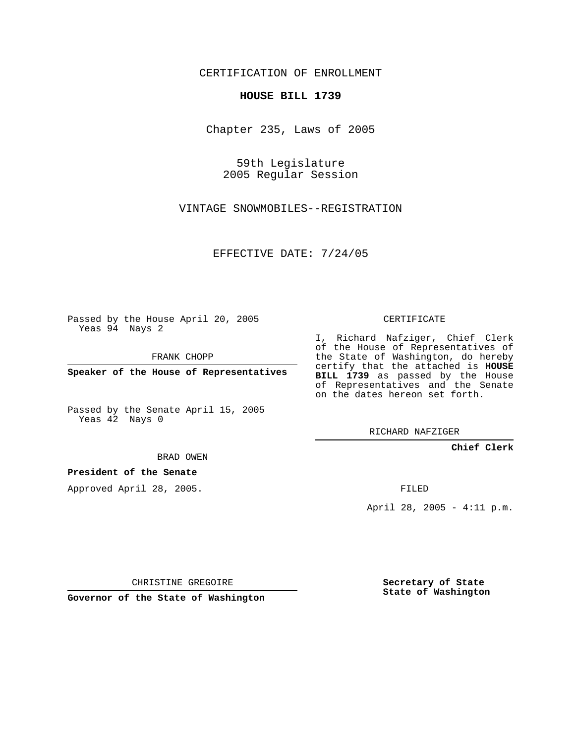CERTIFICATION OF ENROLLMENT

**HOUSE BILL 1739**

Chapter 235, Laws of 2005

59th Legislature
2005 Regular Session

VINTAGE SNOWMOBILES--REGISTRATION

EFFECTIVE DATE: 7/24/05

Passed by the House April 20, 2005
Yeas 94 Nays 2

FRANK CHOPP

**Speaker of the House of Representatives**

Passed by the Senate April 15, 2005
Yeas 42 Nays 0

BRAD OWEN

**President of the Senate**

Approved April 28, 2005.

CHRISTINE GREGOIRE

**Governor of the State of Washington**

CERTIFICATE

I, Richard Nafziger, Chief Clerk of the House of Representatives of the State of Washington, do hereby certify that the attached is **HOUSE BILL 1739** as passed by the House of Representatives and the Senate on the dates hereon set forth.

RICHARD NAFZIGER

**Chief Clerk**

FILED

April 28, 2005 - 4:11 p.m.

**Secretary of State**
**State of Washington**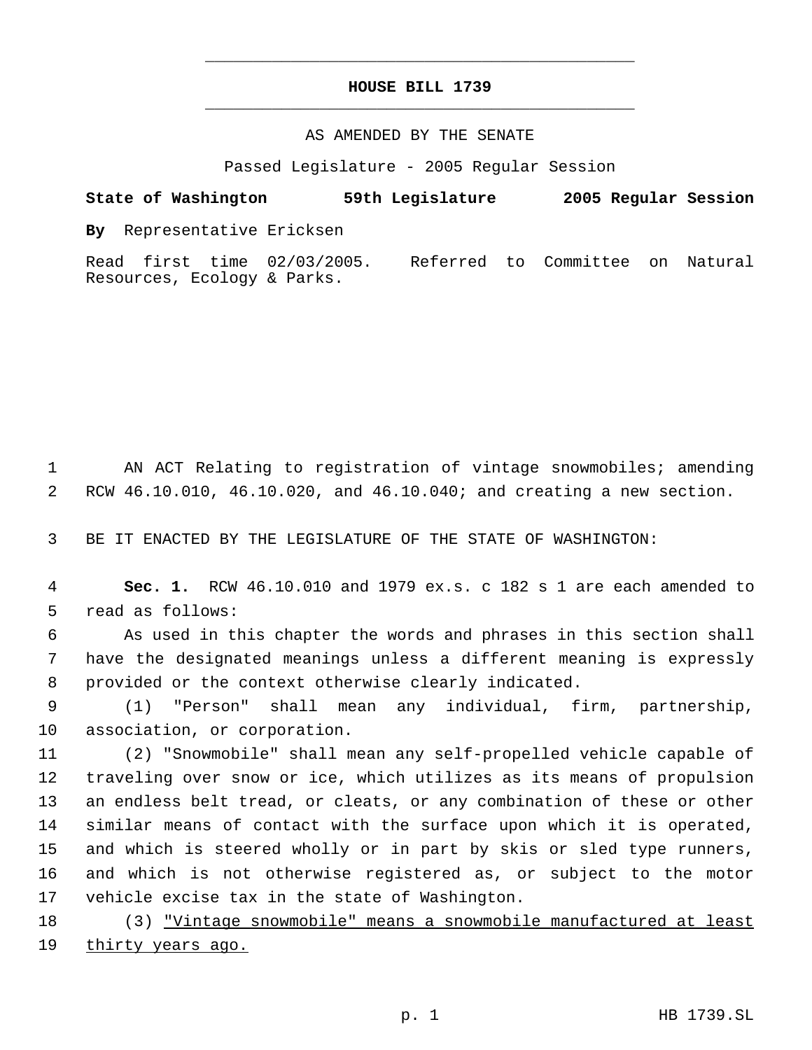# HOUSE BILL 1739

AS AMENDED BY THE SENATE

Passed Legislature - 2005 Regular Session

**State of Washington 59th Legislature 2005 Regular Session**

**By** Representative Ericksen

Read first time 02/03/2005. Referred to Committee on Natural Resources, Ecology & Parks.

AN ACT Relating to registration of vintage snowmobiles; amending RCW 46.10.010, 46.10.020, and 46.10.040; and creating a new section.

BE IT ENACTED BY THE LEGISLATURE OF THE STATE OF WASHINGTON:

**Sec. 1.** RCW 46.10.010 and 1979 ex.s. c 182 s 1 are each amended to read as follows:

As used in this chapter the words and phrases in this section shall have the designated meanings unless a different meaning is expressly provided or the context otherwise clearly indicated.

(1) "Person" shall mean any individual, firm, partnership, association, or corporation.

(2) "Snowmobile" shall mean any self-propelled vehicle capable of traveling over snow or ice, which utilizes as its means of propulsion an endless belt tread, or cleats, or any combination of these or other similar means of contact with the surface upon which it is operated, and which is steered wholly or in part by skis or sled type runners, and which is not otherwise registered as, or subject to the motor vehicle excise tax in the state of Washington.

(3) <u>"Vintage snowmobile" means a snowmobile manufactured at least thirty years ago.</u>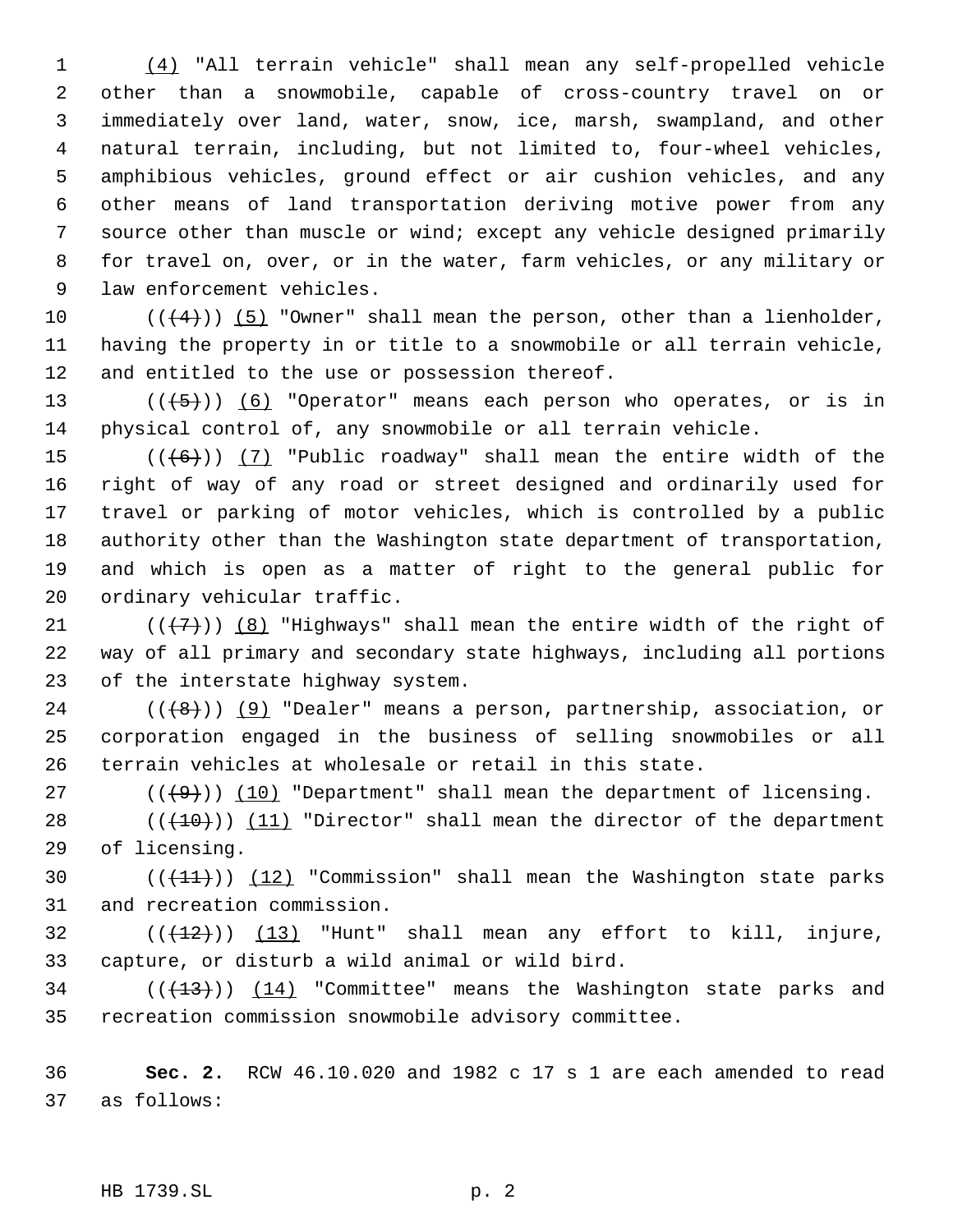<u>(4)</u> "All terrain vehicle" shall mean any self-propelled vehicle other than a snowmobile, capable of cross-country travel on or immediately over land, water, snow, ice, marsh, swampland, and other natural terrain, including, but not limited to, four-wheel vehicles, amphibious vehicles, ground effect or air cushion vehicles, and any other means of land transportation deriving motive power from any source other than muscle or wind; except any vehicle designed primarily for travel on, over, or in the water, farm vehicles, or any military or law enforcement vehicles.

((~~(4)~~)) <u>(5)</u> "Owner" shall mean the person, other than a lienholder, having the property in or title to a snowmobile or all terrain vehicle, and entitled to the use or possession thereof.

((~~(5)~~)) <u>(6)</u> "Operator" means each person who operates, or is in physical control of, any snowmobile or all terrain vehicle.

((~~(6)~~)) <u>(7)</u> "Public roadway" shall mean the entire width of the right of way of any road or street designed and ordinarily used for travel or parking of motor vehicles, which is controlled by a public authority other than the Washington state department of transportation, and which is open as a matter of right to the general public for ordinary vehicular traffic.

((~~(7)~~)) <u>(8)</u> "Highways" shall mean the entire width of the right of way of all primary and secondary state highways, including all portions of the interstate highway system.

((~~(8)~~)) <u>(9)</u> "Dealer" means a person, partnership, association, or corporation engaged in the business of selling snowmobiles or all terrain vehicles at wholesale or retail in this state.

((~~(9)~~)) <u>(10)</u> "Department" shall mean the department of licensing.

((~~(10)~~)) <u>(11)</u> "Director" shall mean the director of the department of licensing.

((~~(11)~~)) <u>(12)</u> "Commission" shall mean the Washington state parks and recreation commission.

((~~(12)~~)) <u>(13)</u> "Hunt" shall mean any effort to kill, injure, capture, or disturb a wild animal or wild bird.

((~~(13)~~)) <u>(14)</u> "Committee" means the Washington state parks and recreation commission snowmobile advisory committee.

**Sec. 2.** RCW 46.10.020 and 1982 c 17 s 1 are each amended to read as follows: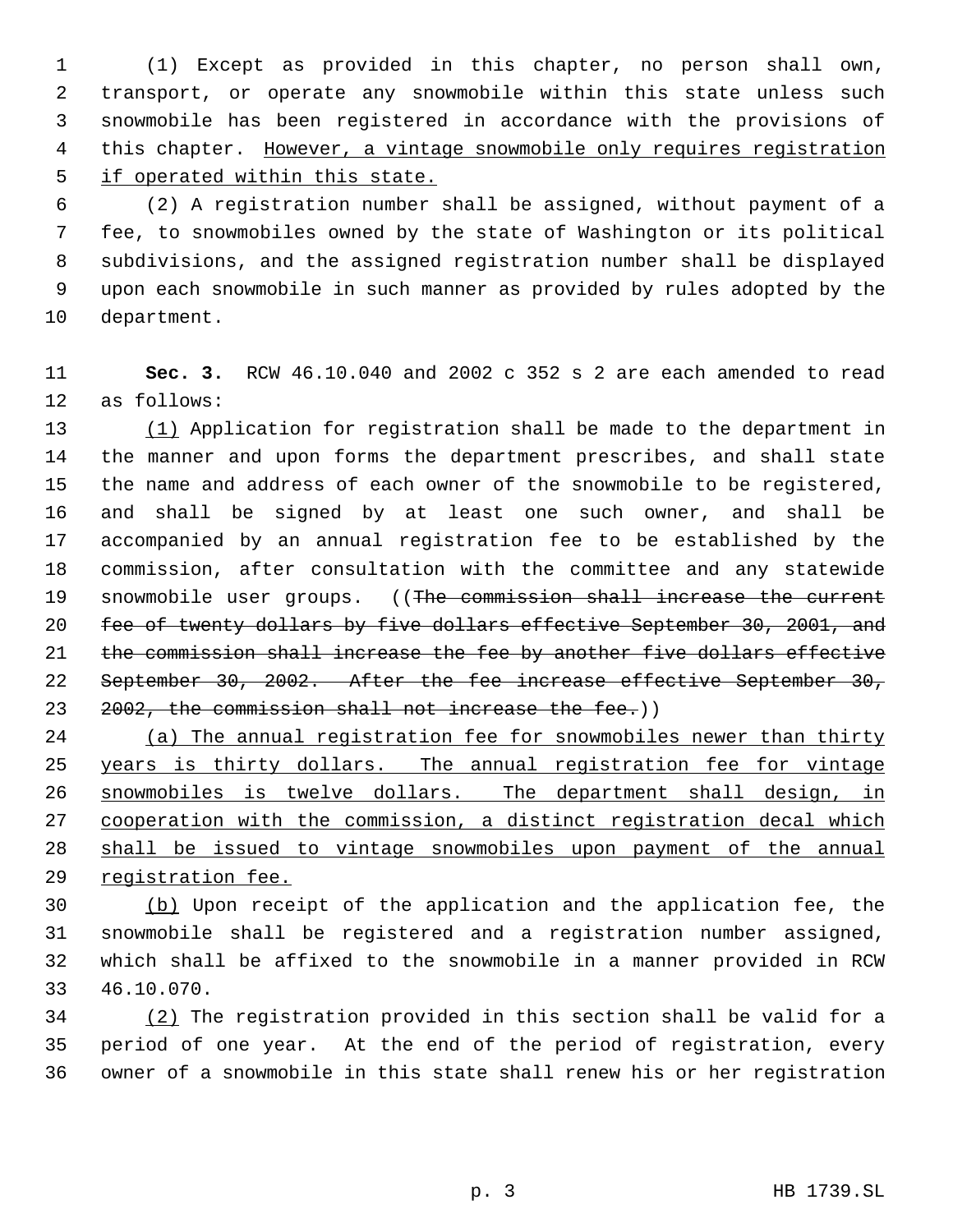(1) Except as provided in this chapter, no person shall own, transport, or operate any snowmobile within this state unless such snowmobile has been registered in accordance with the provisions of this chapter. <u>However, a vintage snowmobile only requires registration if operated within this state.</u>

(2) A registration number shall be assigned, without payment of a fee, to snowmobiles owned by the state of Washington or its political subdivisions, and the assigned registration number shall be displayed upon each snowmobile in such manner as provided by rules adopted by the department.

**Sec. 3.** RCW 46.10.040 and 2002 c 352 s 2 are each amended to read as follows:

<u>(1)</u> Application for registration shall be made to the department in the manner and upon forms the department prescribes, and shall state the name and address of each owner of the snowmobile to be registered, and shall be signed by at least one such owner, and shall be accompanied by an annual registration fee to be established by the commission, after consultation with the committee and any statewide snowmobile user groups. ((~~The commission shall increase the current fee of twenty dollars by five dollars effective September 30, 2001, and the commission shall increase the fee by another five dollars effective September 30, 2002. After the fee increase effective September 30, 2002, the commission shall not increase the fee.~~))

<u>(a) The annual registration fee for snowmobiles newer than thirty years is thirty dollars. The annual registration fee for vintage snowmobiles is twelve dollars. The department shall design, in cooperation with the commission, a distinct registration decal which shall be issued to vintage snowmobiles upon payment of the annual registration fee.</u>

<u>(b)</u> Upon receipt of the application and the application fee, the snowmobile shall be registered and a registration number assigned, which shall be affixed to the snowmobile in a manner provided in RCW 46.10.070.

<u>(2)</u> The registration provided in this section shall be valid for a period of one year. At the end of the period of registration, every owner of a snowmobile in this state shall renew his or her registration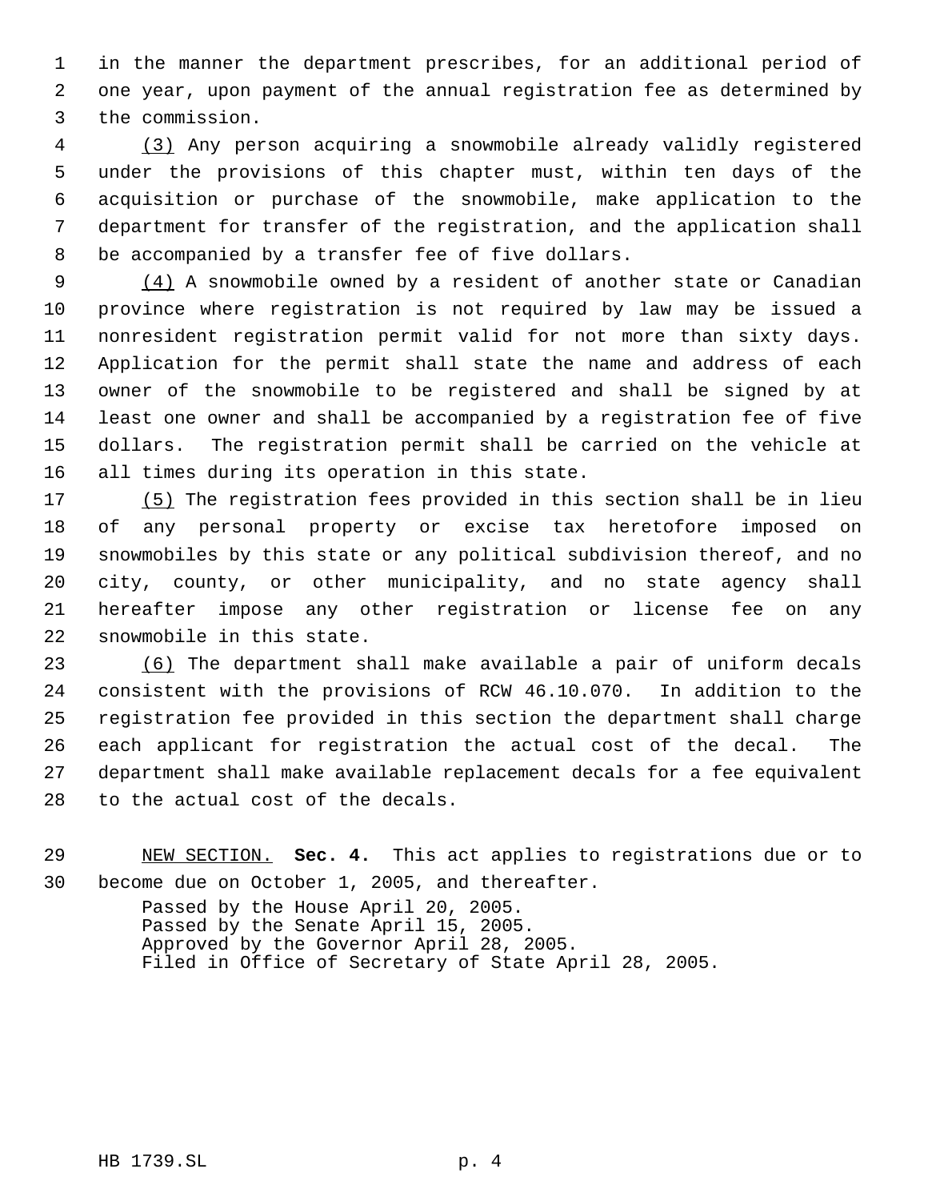in the manner the department prescribes, for an additional period of one year, upon payment of the annual registration fee as determined by the commission.

(3) Any person acquiring a snowmobile already validly registered under the provisions of this chapter must, within ten days of the acquisition or purchase of the snowmobile, make application to the department for transfer of the registration, and the application shall be accompanied by a transfer fee of five dollars.

(4) A snowmobile owned by a resident of another state or Canadian province where registration is not required by law may be issued a nonresident registration permit valid for not more than sixty days. Application for the permit shall state the name and address of each owner of the snowmobile to be registered and shall be signed by at least one owner and shall be accompanied by a registration fee of five dollars. The registration permit shall be carried on the vehicle at all times during its operation in this state.

(5) The registration fees provided in this section shall be in lieu of any personal property or excise tax heretofore imposed on snowmobiles by this state or any political subdivision thereof, and no city, county, or other municipality, and no state agency shall hereafter impose any other registration or license fee on any snowmobile in this state.

(6) The department shall make available a pair of uniform decals consistent with the provisions of RCW 46.10.070. In addition to the registration fee provided in this section the department shall charge each applicant for registration the actual cost of the decal. The department shall make available replacement decals for a fee equivalent to the actual cost of the decals.

NEW SECTION. **Sec. 4.** This act applies to registrations due or to become due on October 1, 2005, and thereafter.

Passed by the House April 20, 2005.
Passed by the Senate April 15, 2005.
Approved by the Governor April 28, 2005.
Filed in Office of Secretary of State April 28, 2005.